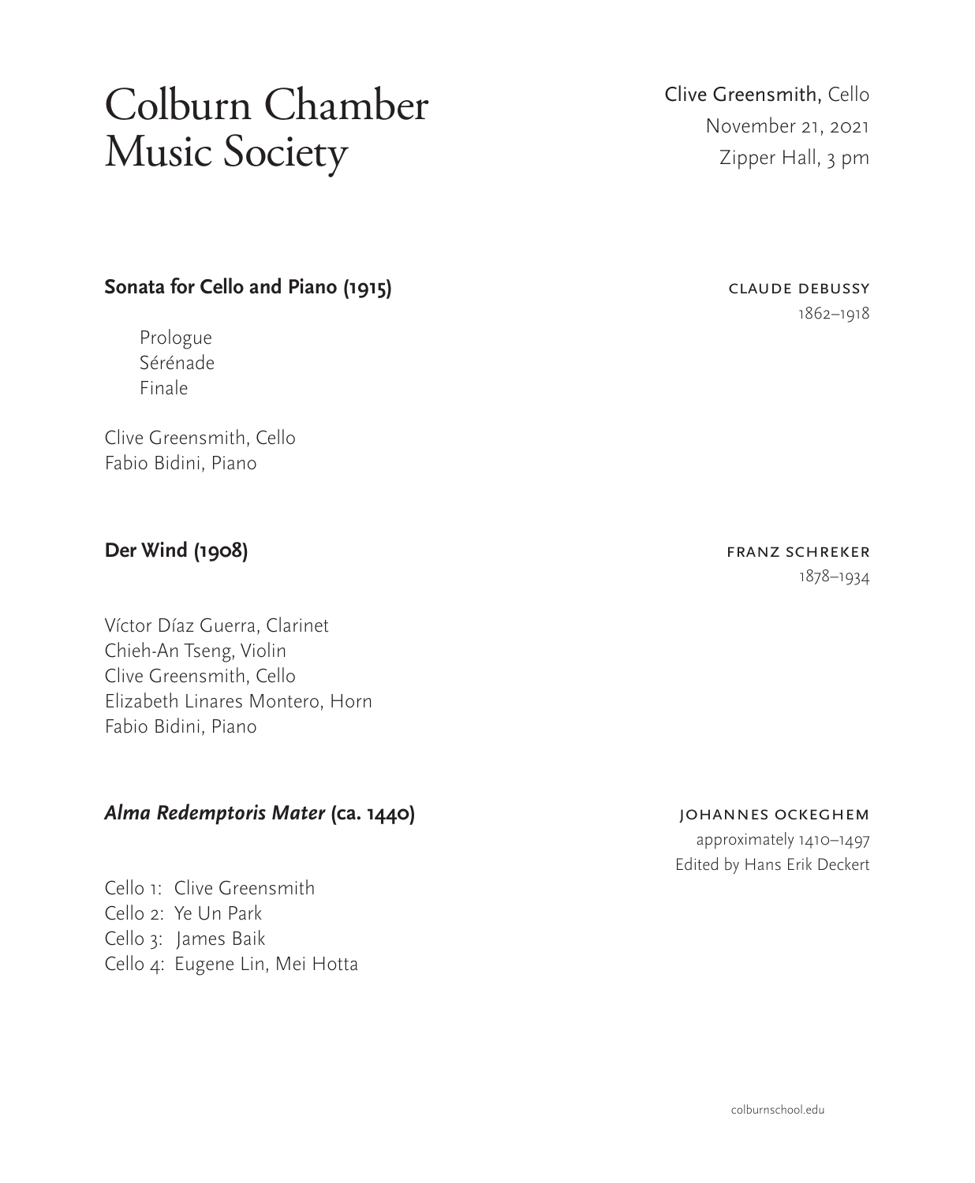# Colburn Chamber Music Society

Clive Greensmith, Cello
November 21, 2021
Zipper Hall, 3 pm

**Sonata for Cello and Piano (1915)**

CLAUDE DEBUSSY
1862–1918

Prologue
Sérénade
Finale

Clive Greensmith, Cello
Fabio Bidini, Piano

**Der Wind (1908)**

FRANZ SCHREKER
1878–1934

Víctor Díaz Guerra, Clarinet
Chieh-An Tseng, Violin
Clive Greensmith, Cello
Elizabeth Linares Montero, Horn
Fabio Bidini, Piano

***Alma Redemptoris Mater* (ca. 1440)**

JOHANNES OCKEGHEM
approximately 1410–1497
Edited by Hans Erik Deckert

Cello 1: Clive Greensmith
Cello 2: Ye Un Park
Cello 3: James Baik
Cello 4: Eugene Lin, Mei Hotta

colburnschool.edu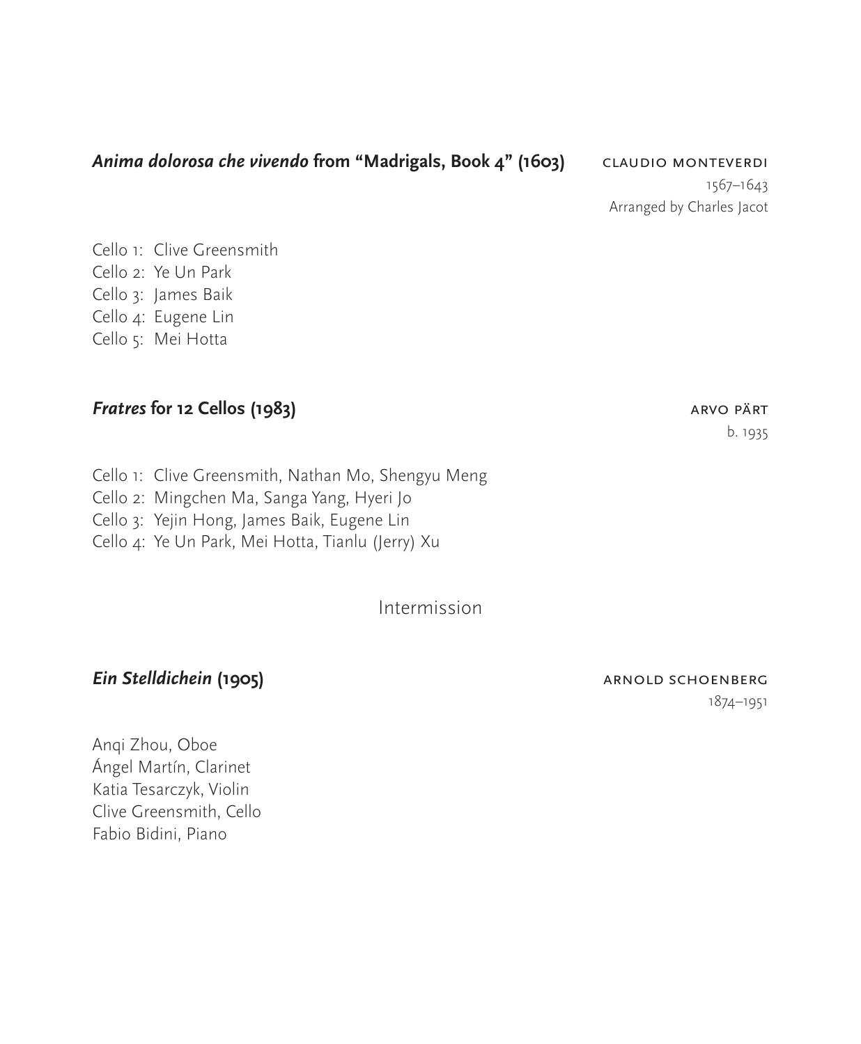### *Anima dolorosa che vivendo* from "Madrigals, Book 4" (1603)

CLAUDIO MONTEVERDI
1567–1643
Arranged by Charles Jacot

Cello 1: Clive Greensmith
Cello 2: Ye Un Park
Cello 3: James Baik
Cello 4: Eugene Lin
Cello 5: Mei Hotta

### *Fratres* for 12 Cellos (1983)

ARVO PÄRT
b. 1935

Cello 1: Clive Greensmith, Nathan Mo, Shengyu Meng
Cello 2: Mingchen Ma, Sanga Yang, Hyeri Jo
Cello 3: Yejin Hong, James Baik, Eugene Lin
Cello 4: Ye Un Park, Mei Hotta, Tianlu (Jerry) Xu

Intermission

### *Ein Stelldichein* (1905)

ARNOLD SCHOENBERG
1874–1951

Anqi Zhou, Oboe
Ángel Martín, Clarinet
Katia Tesarczyk, Violin
Clive Greensmith, Cello
Fabio Bidini, Piano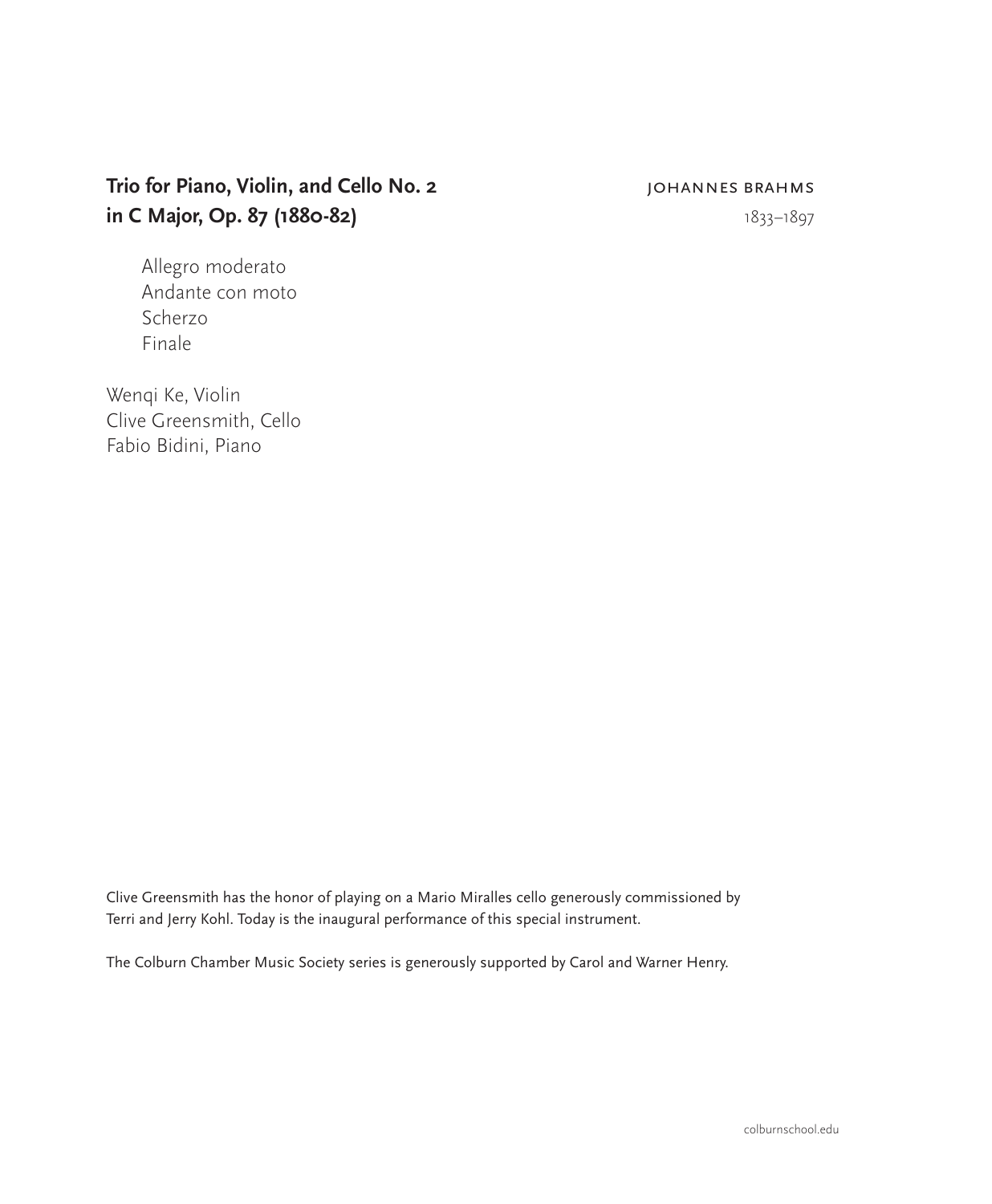**Trio for Piano, Violin, and Cello No. 2 in C Major, Op. 87 (1880-82)**

JOHANNES BRAHMS
1833–1897

Allegro moderato
Andante con moto
Scherzo
Finale

Wenqi Ke, Violin
Clive Greensmith, Cello
Fabio Bidini, Piano

Clive Greensmith has the honor of playing on a Mario Miralles cello generously commissioned by Terri and Jerry Kohl. Today is the inaugural performance of this special instrument.

The Colburn Chamber Music Society series is generously supported by Carol and Warner Henry.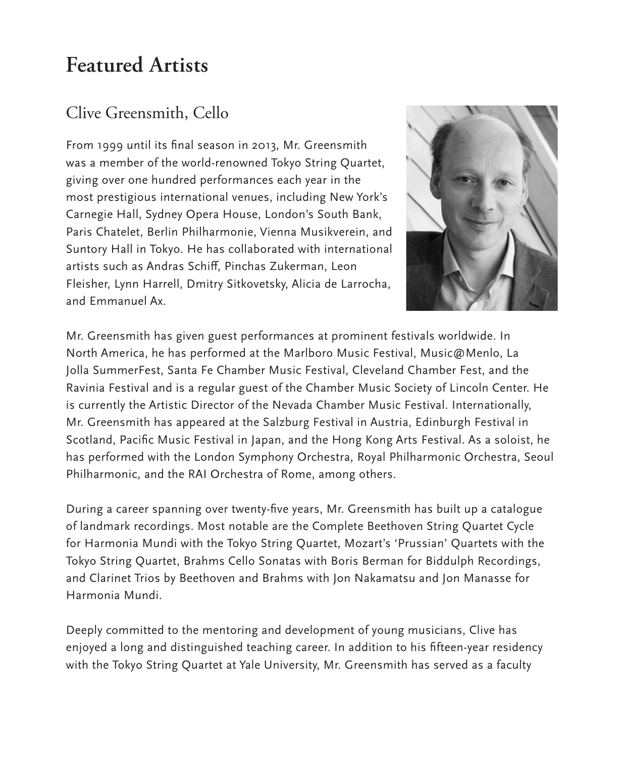# Featured Artists

## Clive Greensmith, Cello

From 1999 until its final season in 2013, Mr. Greensmith was a member of the world-renowned Tokyo String Quartet, giving over one hundred performances each year in the most prestigious international venues, including New York's Carnegie Hall, Sydney Opera House, London's South Bank, Paris Chatelet, Berlin Philharmonie, Vienna Musikverein, and Suntory Hall in Tokyo. He has collaborated with international artists such as Andras Schiff, Pinchas Zukerman, Leon Fleisher, Lynn Harrell, Dmitry Sitkovetsky, Alicia de Larrocha, and Emmanuel Ax.

Mr. Greensmith has given guest performances at prominent festivals worldwide. In North America, he has performed at the Marlboro Music Festival, Music@Menlo, La Jolla SummerFest, Santa Fe Chamber Music Festival, Cleveland Chamber Fest, and the Ravinia Festival and is a regular guest of the Chamber Music Society of Lincoln Center. He is currently the Artistic Director of the Nevada Chamber Music Festival. Internationally, Mr. Greensmith has appeared at the Salzburg Festival in Austria, Edinburgh Festival in Scotland, Pacific Music Festival in Japan, and the Hong Kong Arts Festival. As a soloist, he has performed with the London Symphony Orchestra, Royal Philharmonic Orchestra, Seoul Philharmonic, and the RAI Orchestra of Rome, among others.

During a career spanning over twenty-five years, Mr. Greensmith has built up a catalogue of landmark recordings. Most notable are the Complete Beethoven String Quartet Cycle for Harmonia Mundi with the Tokyo String Quartet, Mozart's 'Prussian' Quartets with the Tokyo String Quartet, Brahms Cello Sonatas with Boris Berman for Biddulph Recordings, and Clarinet Trios by Beethoven and Brahms with Jon Nakamatsu and Jon Manasse for Harmonia Mundi.

Deeply committed to the mentoring and development of young musicians, Clive has enjoyed a long and distinguished teaching career. In addition to his fifteen-year residency with the Tokyo String Quartet at Yale University, Mr. Greensmith has served as a faculty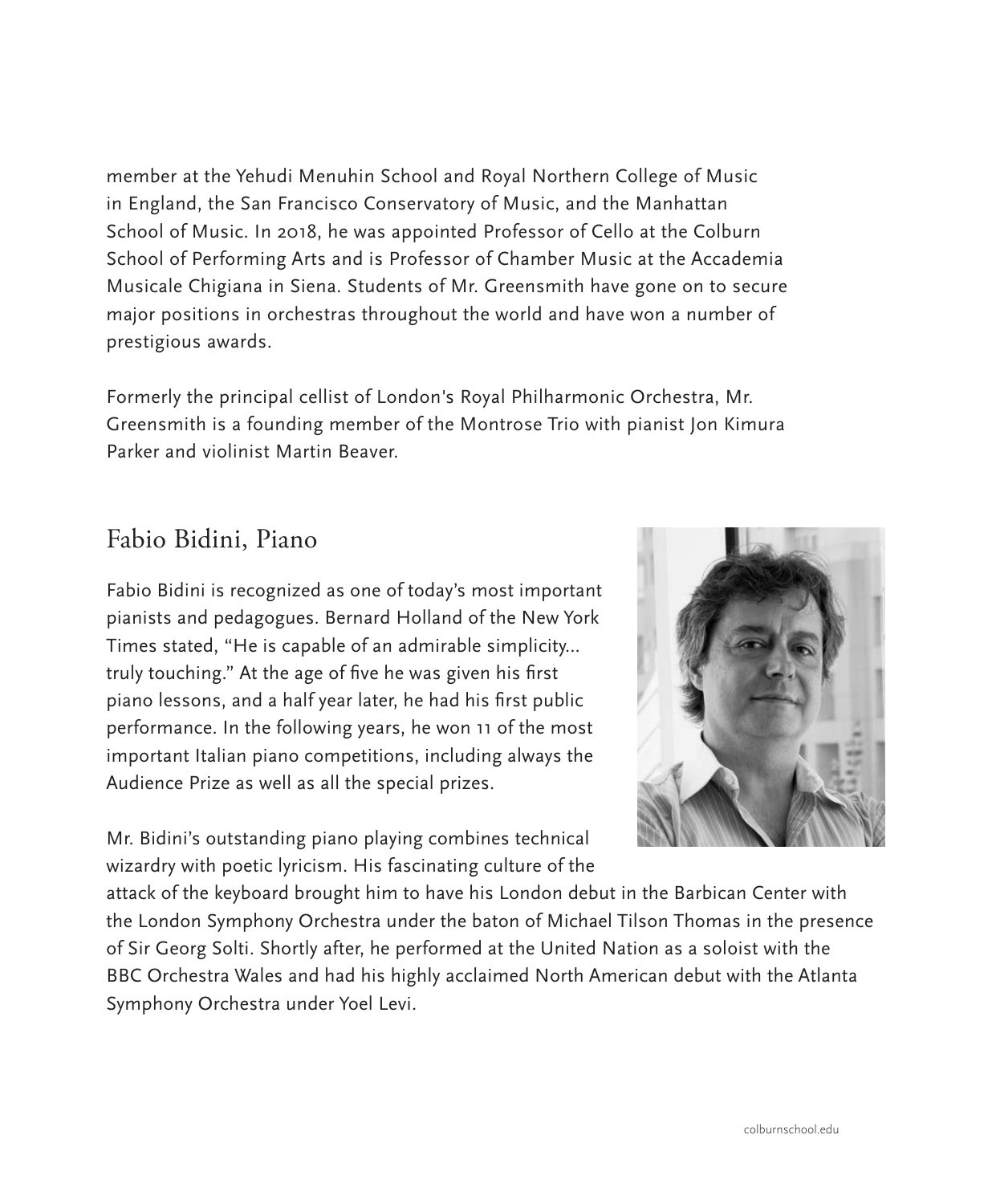member at the Yehudi Menuhin School and Royal Northern College of Music in England, the San Francisco Conservatory of Music, and the Manhattan School of Music. In 2018, he was appointed Professor of Cello at the Colburn School of Performing Arts and is Professor of Chamber Music at the Accademia Musicale Chigiana in Siena. Students of Mr. Greensmith have gone on to secure major positions in orchestras throughout the world and have won a number of prestigious awards.

Formerly the principal cellist of London's Royal Philharmonic Orchestra, Mr. Greensmith is a founding member of the Montrose Trio with pianist Jon Kimura Parker and violinist Martin Beaver.

## Fabio Bidini, Piano

Fabio Bidini is recognized as one of today's most important pianists and pedagogues. Bernard Holland of the New York Times stated, "He is capable of an admirable simplicity... truly touching." At the age of five he was given his first piano lessons, and a half year later, he had his first public performance. In the following years, he won 11 of the most important Italian piano competitions, including always the Audience Prize as well as all the special prizes.

Mr. Bidini's outstanding piano playing combines technical wizardry with poetic lyricism. His fascinating culture of the attack of the keyboard brought him to have his London debut in the Barbican Center with the London Symphony Orchestra under the baton of Michael Tilson Thomas in the presence of Sir Georg Solti. Shortly after, he performed at the United Nation as a soloist with the BBC Orchestra Wales and had his highly acclaimed North American debut with the Atlanta Symphony Orchestra under Yoel Levi.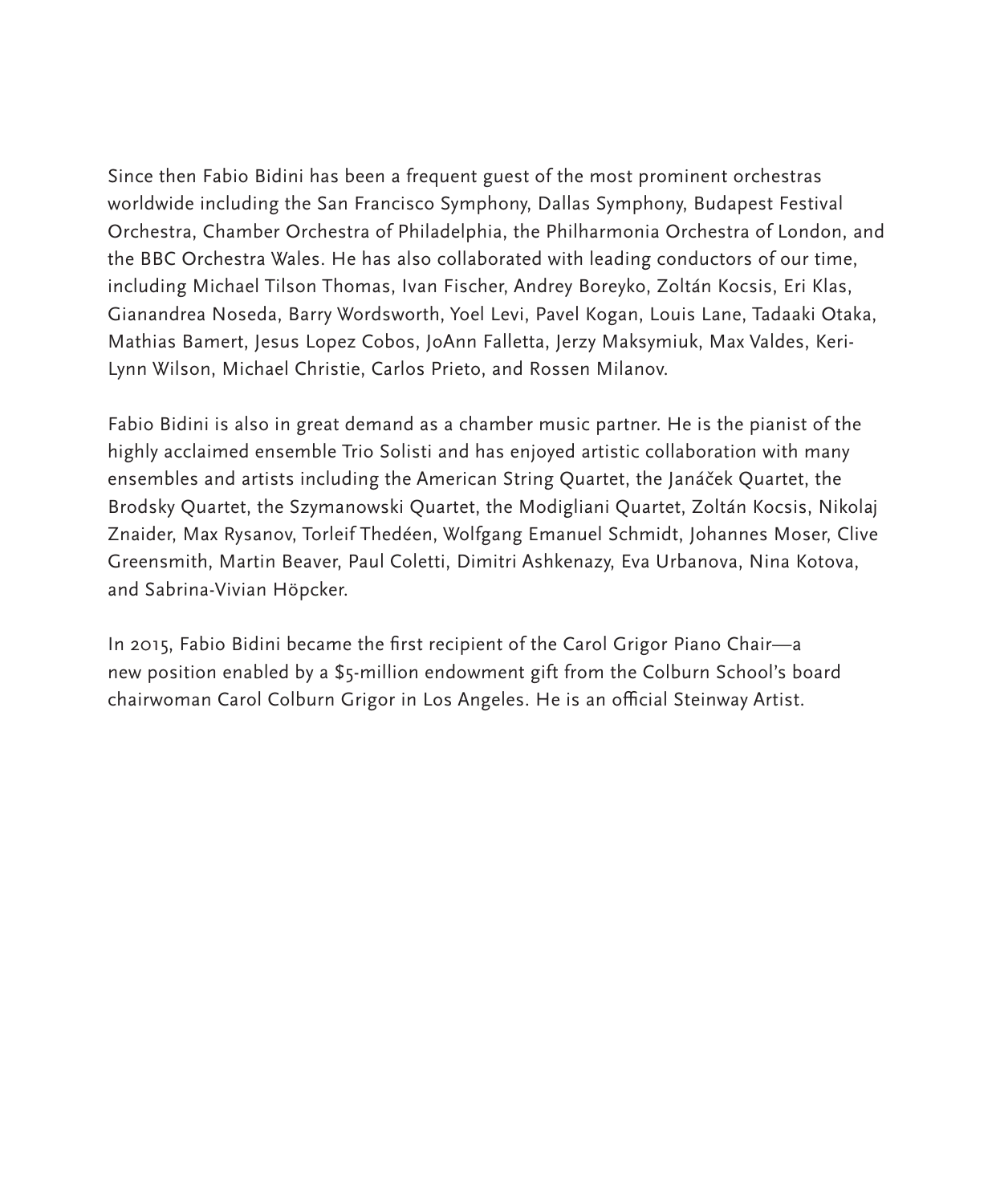Since then Fabio Bidini has been a frequent guest of the most prominent orchestras worldwide including the San Francisco Symphony, Dallas Symphony, Budapest Festival Orchestra, Chamber Orchestra of Philadelphia, the Philharmonia Orchestra of London, and the BBC Orchestra Wales. He has also collaborated with leading conductors of our time, including Michael Tilson Thomas, Ivan Fischer, Andrey Boreyko, Zoltán Kocsis, Eri Klas, Gianandrea Noseda, Barry Wordsworth, Yoel Levi, Pavel Kogan, Louis Lane, Tadaaki Otaka, Mathias Bamert, Jesus Lopez Cobos, JoAnn Falletta, Jerzy Maksymiuk, Max Valdes, Keri-Lynn Wilson, Michael Christie, Carlos Prieto, and Rossen Milanov.

Fabio Bidini is also in great demand as a chamber music partner. He is the pianist of the highly acclaimed ensemble Trio Solisti and has enjoyed artistic collaboration with many ensembles and artists including the American String Quartet, the Janáček Quartet, the Brodsky Quartet, the Szymanowski Quartet, the Modigliani Quartet, Zoltán Kocsis, Nikolaj Znaider, Max Rysanov, Torleif Thedéen, Wolfgang Emanuel Schmidt, Johannes Moser, Clive Greensmith, Martin Beaver, Paul Coletti, Dimitri Ashkenazy, Eva Urbanova, Nina Kotova, and Sabrina-Vivian Höpcker.

In 2015, Fabio Bidini became the first recipient of the Carol Grigor Piano Chair—a new position enabled by a $5-million endowment gift from the Colburn School's board chairwoman Carol Colburn Grigor in Los Angeles. He is an official Steinway Artist.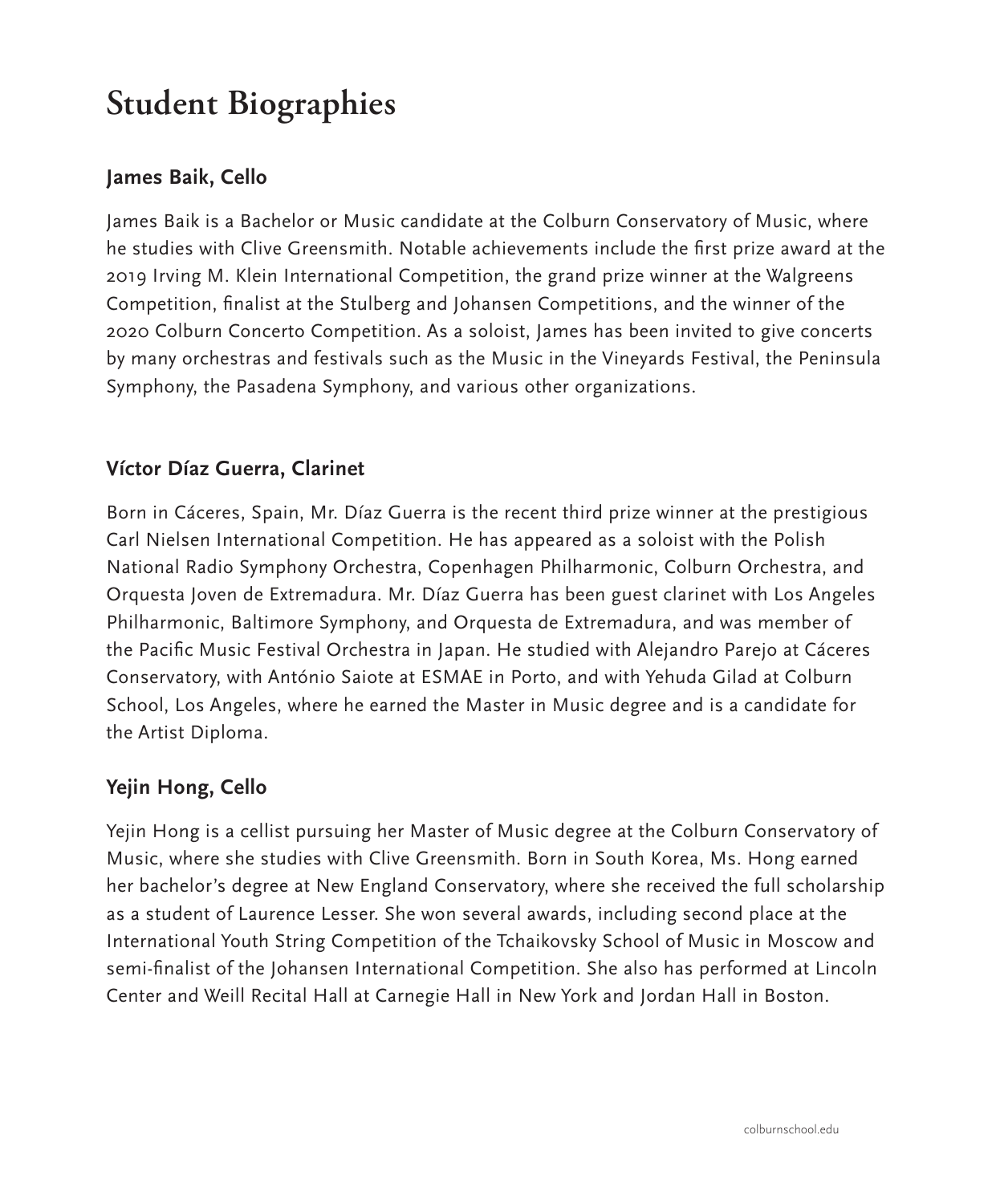# Student Biographies

## James Baik, Cello

James Baik is a Bachelor or Music candidate at the Colburn Conservatory of Music, where he studies with Clive Greensmith. Notable achievements include the first prize award at the 2019 Irving M. Klein International Competition, the grand prize winner at the Walgreens Competition, finalist at the Stulberg and Johansen Competitions, and the winner of the 2020 Colburn Concerto Competition. As a soloist, James has been invited to give concerts by many orchestras and festivals such as the Music in the Vineyards Festival, the Peninsula Symphony, the Pasadena Symphony, and various other organizations.

## Víctor Díaz Guerra, Clarinet

Born in Cáceres, Spain, Mr. Díaz Guerra is the recent third prize winner at the prestigious Carl Nielsen International Competition. He has appeared as a soloist with the Polish National Radio Symphony Orchestra, Copenhagen Philharmonic, Colburn Orchestra, and Orquesta Joven de Extremadura. Mr. Díaz Guerra has been guest clarinet with Los Angeles Philharmonic, Baltimore Symphony, and Orquesta de Extremadura, and was member of the Pacific Music Festival Orchestra in Japan. He studied with Alejandro Parejo at Cáceres Conservatory, with António Saiote at ESMAE in Porto, and with Yehuda Gilad at Colburn School, Los Angeles, where he earned the Master in Music degree and is a candidate for the Artist Diploma.

## Yejin Hong, Cello

Yejin Hong is a cellist pursuing her Master of Music degree at the Colburn Conservatory of Music, where she studies with Clive Greensmith. Born in South Korea, Ms. Hong earned her bachelor's degree at New England Conservatory, where she received the full scholarship as a student of Laurence Lesser. She won several awards, including second place at the International Youth String Competition of the Tchaikovsky School of Music in Moscow and semi-finalist of the Johansen International Competition. She also has performed at Lincoln Center and Weill Recital Hall at Carnegie Hall in New York and Jordan Hall in Boston.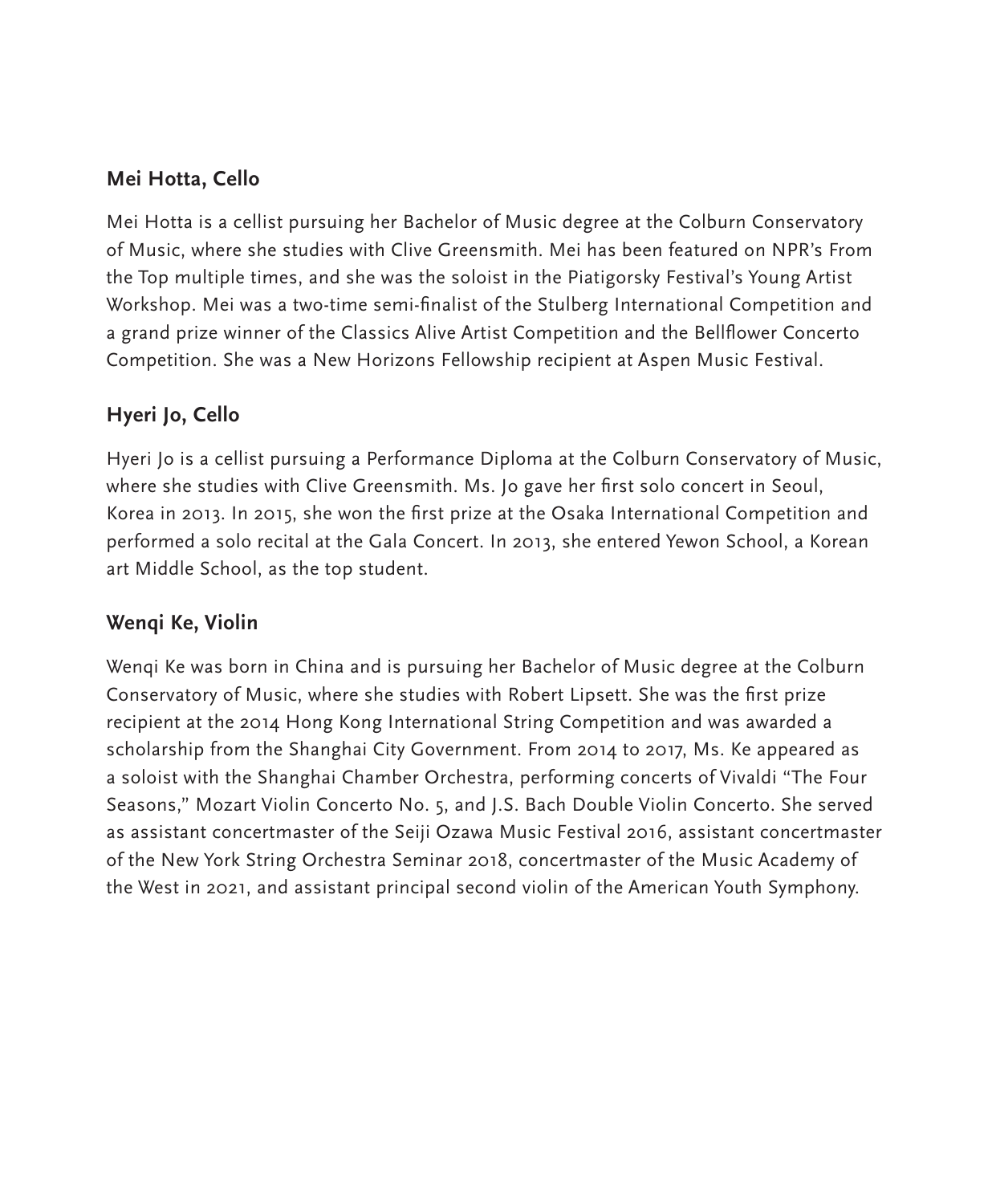### Mei Hotta, Cello

Mei Hotta is a cellist pursuing her Bachelor of Music degree at the Colburn Conservatory of Music, where she studies with Clive Greensmith. Mei has been featured on NPR's From the Top multiple times, and she was the soloist in the Piatigorsky Festival's Young Artist Workshop. Mei was a two-time semi-finalist of the Stulberg International Competition and a grand prize winner of the Classics Alive Artist Competition and the Bellflower Concerto Competition. She was a New Horizons Fellowship recipient at Aspen Music Festival.

### Hyeri Jo, Cello

Hyeri Jo is a cellist pursuing a Performance Diploma at the Colburn Conservatory of Music, where she studies with Clive Greensmith. Ms. Jo gave her first solo concert in Seoul, Korea in 2013. In 2015, she won the first prize at the Osaka International Competition and performed a solo recital at the Gala Concert. In 2013, she entered Yewon School, a Korean art Middle School, as the top student.

### Wenqi Ke, Violin

Wenqi Ke was born in China and is pursuing her Bachelor of Music degree at the Colburn Conservatory of Music, where she studies with Robert Lipsett. She was the first prize recipient at the 2014 Hong Kong International String Competition and was awarded a scholarship from the Shanghai City Government. From 2014 to 2017, Ms. Ke appeared as a soloist with the Shanghai Chamber Orchestra, performing concerts of Vivaldi "The Four Seasons," Mozart Violin Concerto No. 5, and J.S. Bach Double Violin Concerto. She served as assistant concertmaster of the Seiji Ozawa Music Festival 2016, assistant concertmaster of the New York String Orchestra Seminar 2018, concertmaster of the Music Academy of the West in 2021, and assistant principal second violin of the American Youth Symphony.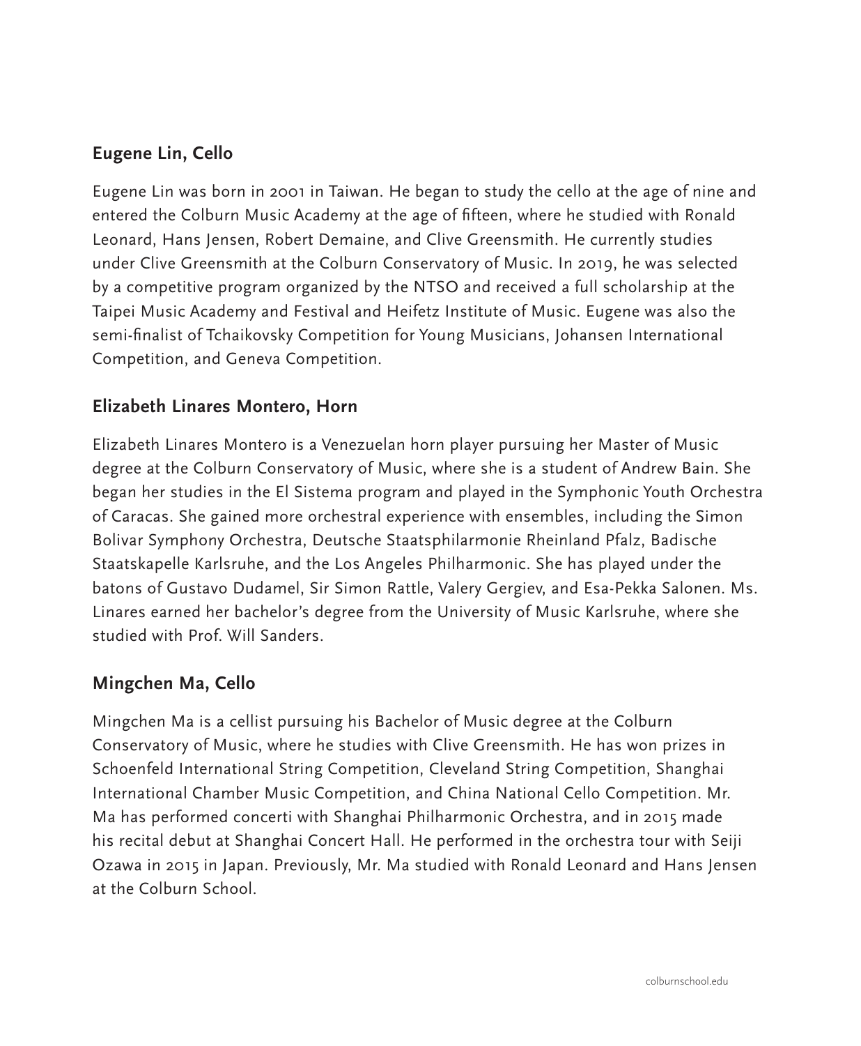## Eugene Lin, Cello

Eugene Lin was born in 2001 in Taiwan. He began to study the cello at the age of nine and entered the Colburn Music Academy at the age of fifteen, where he studied with Ronald Leonard, Hans Jensen, Robert Demaine, and Clive Greensmith. He currently studies under Clive Greensmith at the Colburn Conservatory of Music. In 2019, he was selected by a competitive program organized by the NTSO and received a full scholarship at the Taipei Music Academy and Festival and Heifetz Institute of Music. Eugene was also the semi-finalist of Tchaikovsky Competition for Young Musicians, Johansen International Competition, and Geneva Competition.

## Elizabeth Linares Montero, Horn

Elizabeth Linares Montero is a Venezuelan horn player pursuing her Master of Music degree at the Colburn Conservatory of Music, where she is a student of Andrew Bain. She began her studies in the El Sistema program and played in the Symphonic Youth Orchestra of Caracas. She gained more orchestral experience with ensembles, including the Simon Bolivar Symphony Orchestra, Deutsche Staatsphilarmonie Rheinland Pfalz, Badische Staatskapelle Karlsruhe, and the Los Angeles Philharmonic. She has played under the batons of Gustavo Dudamel, Sir Simon Rattle, Valery Gergiev, and Esa-Pekka Salonen. Ms. Linares earned her bachelor's degree from the University of Music Karlsruhe, where she studied with Prof. Will Sanders.

## Mingchen Ma, Cello

Mingchen Ma is a cellist pursuing his Bachelor of Music degree at the Colburn Conservatory of Music, where he studies with Clive Greensmith. He has won prizes in Schoenfeld International String Competition, Cleveland String Competition, Shanghai International Chamber Music Competition, and China National Cello Competition. Mr. Ma has performed concerti with Shanghai Philharmonic Orchestra, and in 2015 made his recital debut at Shanghai Concert Hall. He performed in the orchestra tour with Seiji Ozawa in 2015 in Japan. Previously, Mr. Ma studied with Ronald Leonard and Hans Jensen at the Colburn School.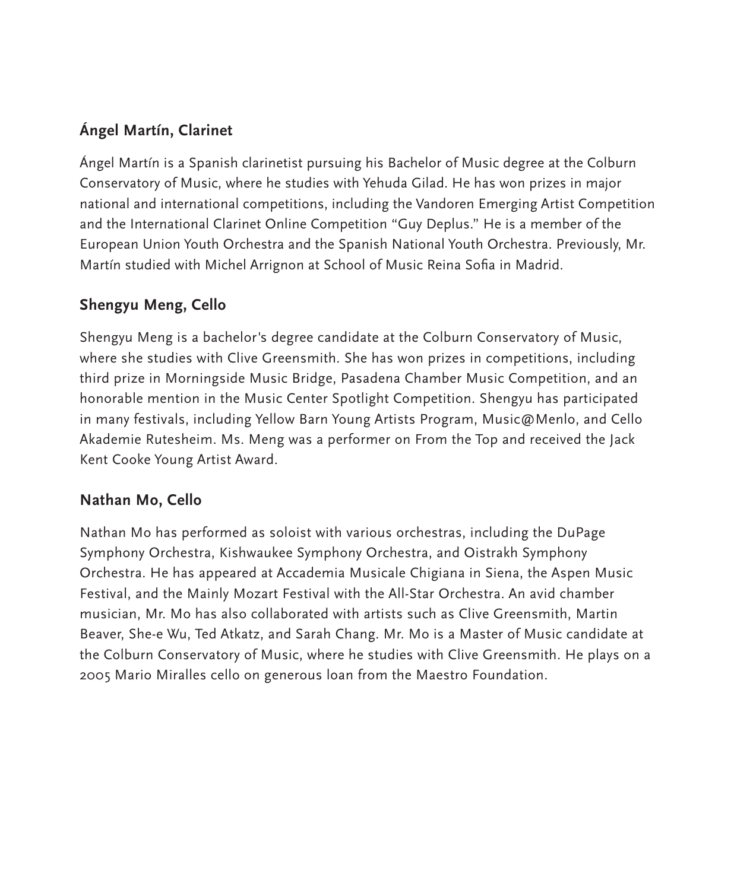**Ángel Martín, Clarinet**

Ángel Martín is a Spanish clarinetist pursuing his Bachelor of Music degree at the Colburn Conservatory of Music, where he studies with Yehuda Gilad. He has won prizes in major national and international competitions, including the Vandoren Emerging Artist Competition and the International Clarinet Online Competition "Guy Deplus." He is a member of the European Union Youth Orchestra and the Spanish National Youth Orchestra. Previously, Mr. Martín studied with Michel Arrignon at School of Music Reina Sofia in Madrid.

**Shengyu Meng, Cello**

Shengyu Meng is a bachelor's degree candidate at the Colburn Conservatory of Music, where she studies with Clive Greensmith. She has won prizes in competitions, including third prize in Morningside Music Bridge, Pasadena Chamber Music Competition, and an honorable mention in the Music Center Spotlight Competition. Shengyu has participated in many festivals, including Yellow Barn Young Artists Program, Music@Menlo, and Cello Akademie Rutesheim. Ms. Meng was a performer on From the Top and received the Jack Kent Cooke Young Artist Award.

**Nathan Mo, Cello**

Nathan Mo has performed as soloist with various orchestras, including the DuPage Symphony Orchestra, Kishwaukee Symphony Orchestra, and Oistrakh Symphony Orchestra. He has appeared at Accademia Musicale Chigiana in Siena, the Aspen Music Festival, and the Mainly Mozart Festival with the All-Star Orchestra. An avid chamber musician, Mr. Mo has also collaborated with artists such as Clive Greensmith, Martin Beaver, She-e Wu, Ted Atkatz, and Sarah Chang. Mr. Mo is a Master of Music candidate at the Colburn Conservatory of Music, where he studies with Clive Greensmith. He plays on a 2005 Mario Miralles cello on generous loan from the Maestro Foundation.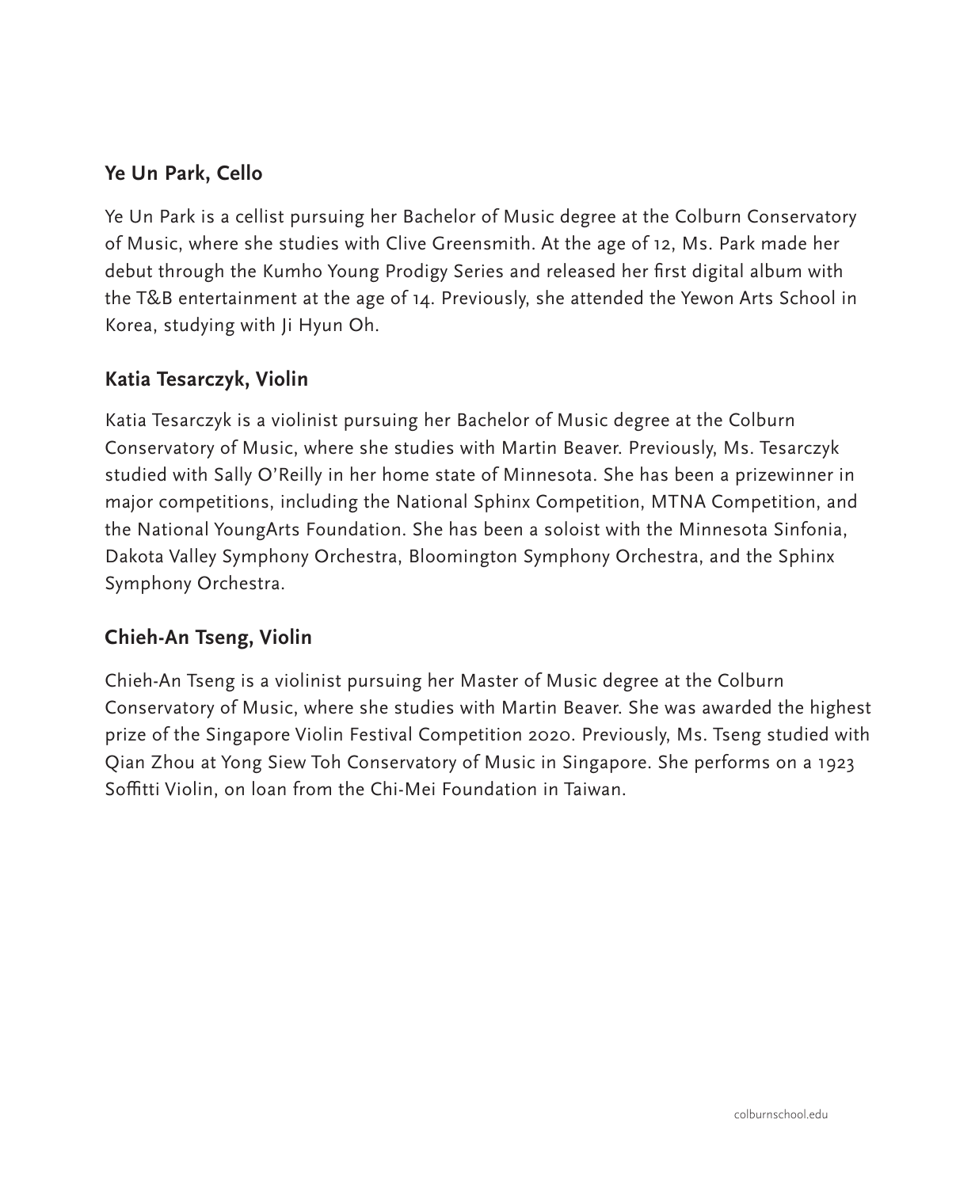### Ye Un Park, Cello

Ye Un Park is a cellist pursuing her Bachelor of Music degree at the Colburn Conservatory of Music, where she studies with Clive Greensmith. At the age of 12, Ms. Park made her debut through the Kumho Young Prodigy Series and released her first digital album with the T&B entertainment at the age of 14. Previously, she attended the Yewon Arts School in Korea, studying with Ji Hyun Oh.

### Katia Tesarczyk, Violin

Katia Tesarczyk is a violinist pursuing her Bachelor of Music degree at the Colburn Conservatory of Music, where she studies with Martin Beaver. Previously, Ms. Tesarczyk studied with Sally O'Reilly in her home state of Minnesota. She has been a prizewinner in major competitions, including the National Sphinx Competition, MTNA Competition, and the National YoungArts Foundation. She has been a soloist with the Minnesota Sinfonia, Dakota Valley Symphony Orchestra, Bloomington Symphony Orchestra, and the Sphinx Symphony Orchestra.

### Chieh-An Tseng, Violin

Chieh-An Tseng is a violinist pursuing her Master of Music degree at the Colburn Conservatory of Music, where she studies with Martin Beaver. She was awarded the highest prize of the Singapore Violin Festival Competition 2020. Previously, Ms. Tseng studied with Qian Zhou at Yong Siew Toh Conservatory of Music in Singapore. She performs on a 1923 Soffitti Violin, on loan from the Chi-Mei Foundation in Taiwan.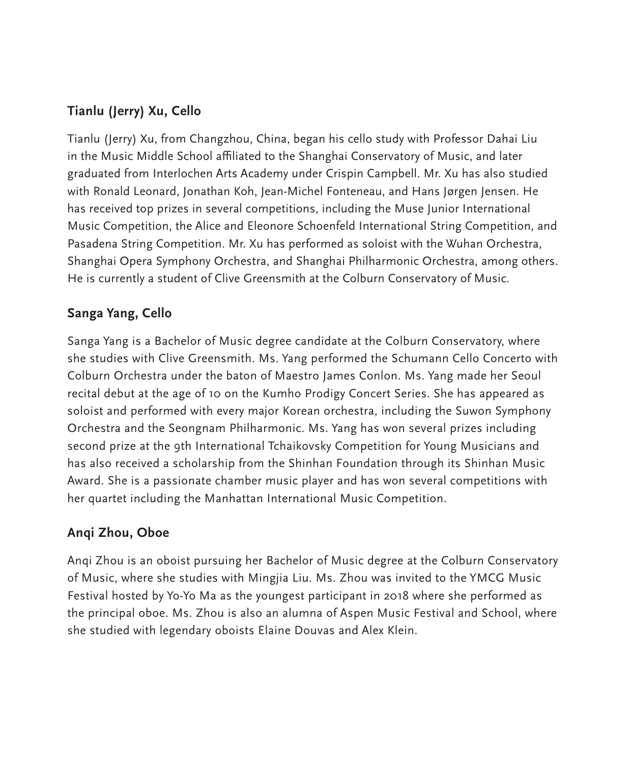### Tianlu (Jerry) Xu, Cello

Tianlu (Jerry) Xu, from Changzhou, China, began his cello study with Professor Dahai Liu in the Music Middle School affiliated to the Shanghai Conservatory of Music, and later graduated from Interlochen Arts Academy under Crispin Campbell. Mr. Xu has also studied with Ronald Leonard, Jonathan Koh, Jean-Michel Fonteneau, and Hans Jørgen Jensen. He has received top prizes in several competitions, including the Muse Junior International Music Competition, the Alice and Eleonore Schoenfeld International String Competition, and Pasadena String Competition. Mr. Xu has performed as soloist with the Wuhan Orchestra, Shanghai Opera Symphony Orchestra, and Shanghai Philharmonic Orchestra, among others. He is currently a student of Clive Greensmith at the Colburn Conservatory of Music.

### Sanga Yang, Cello

Sanga Yang is a Bachelor of Music degree candidate at the Colburn Conservatory, where she studies with Clive Greensmith. Ms. Yang performed the Schumann Cello Concerto with Colburn Orchestra under the baton of Maestro James Conlon. Ms. Yang made her Seoul recital debut at the age of 10 on the Kumho Prodigy Concert Series. She has appeared as soloist and performed with every major Korean orchestra, including the Suwon Symphony Orchestra and the Seongnam Philharmonic. Ms. Yang has won several prizes including second prize at the 9th International Tchaikovsky Competition for Young Musicians and has also received a scholarship from the Shinhan Foundation through its Shinhan Music Award. She is a passionate chamber music player and has won several competitions with her quartet including the Manhattan International Music Competition.

### Anqi Zhou, Oboe

Anqi Zhou is an oboist pursuing her Bachelor of Music degree at the Colburn Conservatory of Music, where she studies with Mingjia Liu. Ms. Zhou was invited to the YMCG Music Festival hosted by Yo-Yo Ma as the youngest participant in 2018 where she performed as the principal oboe. Ms. Zhou is also an alumna of Aspen Music Festival and School, where she studied with legendary oboists Elaine Douvas and Alex Klein.